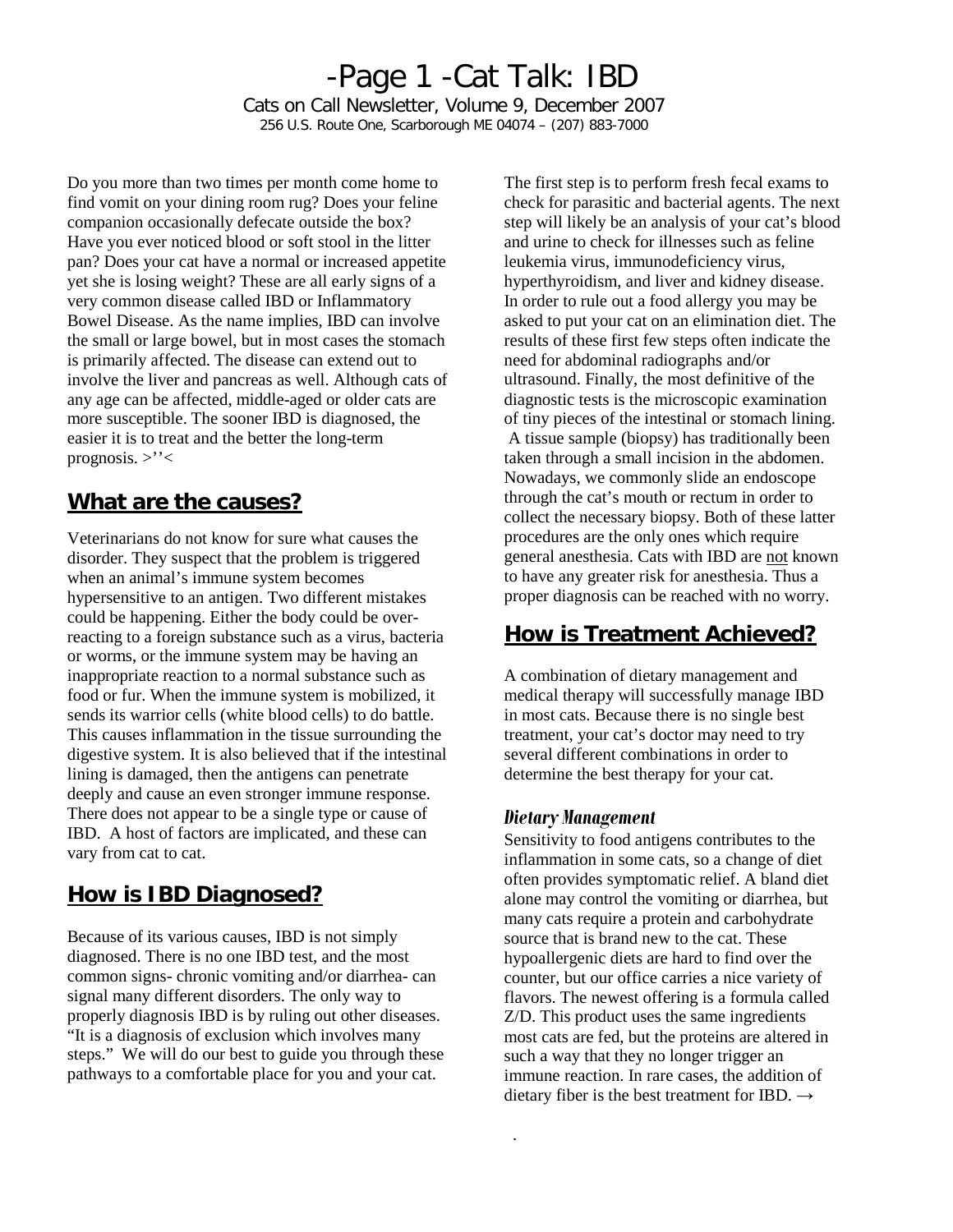# -Page 1 -Cat Talk: IBD

Cats on Call Newsletter, Volume 9, December 2007
256 U.S. Route One, Scarborough ME 04074 – (207) 883-7000

Do you more than two times per month come home to find vomit on your dining room rug? Does your feline companion occasionally defecate outside the box? Have you ever noticed blood or soft stool in the litter pan? Does your cat have a normal or increased appetite yet she is losing weight? These are all early signs of a very common disease called IBD or Inflammatory Bowel Disease. As the name implies, IBD can involve the small or large bowel, but in most cases the stomach is primarily affected. The disease can extend out to involve the liver and pancreas as well. Although cats of any age can be affected, middle-aged or older cats are more susceptible. The sooner IBD is diagnosed, the easier it is to treat and the better the long-term prognosis. >''<

## What are the causes?

Veterinarians do not know for sure what causes the disorder. They suspect that the problem is triggered when an animal's immune system becomes hypersensitive to an antigen. Two different mistakes could be happening. Either the body could be over-reacting to a foreign substance such as a virus, bacteria or worms, or the immune system may be having an inappropriate reaction to a normal substance such as food or fur. When the immune system is mobilized, it sends its warrior cells (white blood cells) to do battle. This causes inflammation in the tissue surrounding the digestive system. It is also believed that if the intestinal lining is damaged, then the antigens can penetrate deeply and cause an even stronger immune response. There does not appear to be a single type or cause of IBD. A host of factors are implicated, and these can vary from cat to cat.

## How is IBD Diagnosed?

Because of its various causes, IBD is not simply diagnosed. There is no one IBD test, and the most common signs- chronic vomiting and/or diarrhea- can signal many different disorders. The only way to properly diagnosis IBD is by ruling out other diseases. "It is a diagnosis of exclusion which involves many steps." We will do our best to guide you through these pathways to a comfortable place for you and your cat.

The first step is to perform fresh fecal exams to check for parasitic and bacterial agents. The next step will likely be an analysis of your cat's blood and urine to check for illnesses such as feline leukemia virus, immunodeficiency virus, hyperthyroidism, and liver and kidney disease. In order to rule out a food allergy you may be asked to put your cat on an elimination diet. The results of these first few steps often indicate the need for abdominal radiographs and/or ultrasound. Finally, the most definitive of the diagnostic tests is the microscopic examination of tiny pieces of the intestinal or stomach lining. A tissue sample (biopsy) has traditionally been taken through a small incision in the abdomen. Nowadays, we commonly slide an endoscope through the cat's mouth or rectum in order to collect the necessary biopsy. Both of these latter procedures are the only ones which require general anesthesia. Cats with IBD are not known to have any greater risk for anesthesia. Thus a proper diagnosis can be reached with no worry.

## How is Treatment Achieved?

A combination of dietary management and medical therapy will successfully manage IBD in most cats. Because there is no single best treatment, your cat's doctor may need to try several different combinations in order to determine the best therapy for your cat.

### *Dietary Management*

Sensitivity to food antigens contributes to the inflammation in some cats, so a change of diet often provides symptomatic relief. A bland diet alone may control the vomiting or diarrhea, but many cats require a protein and carbohydrate source that is brand new to the cat. These hypoallergenic diets are hard to find over the counter, but our office carries a nice variety of flavors. The newest offering is a formula called Z/D. This product uses the same ingredients most cats are fed, but the proteins are altered in such a way that they no longer trigger an immune reaction. In rare cases, the addition of dietary fiber is the best treatment for IBD. →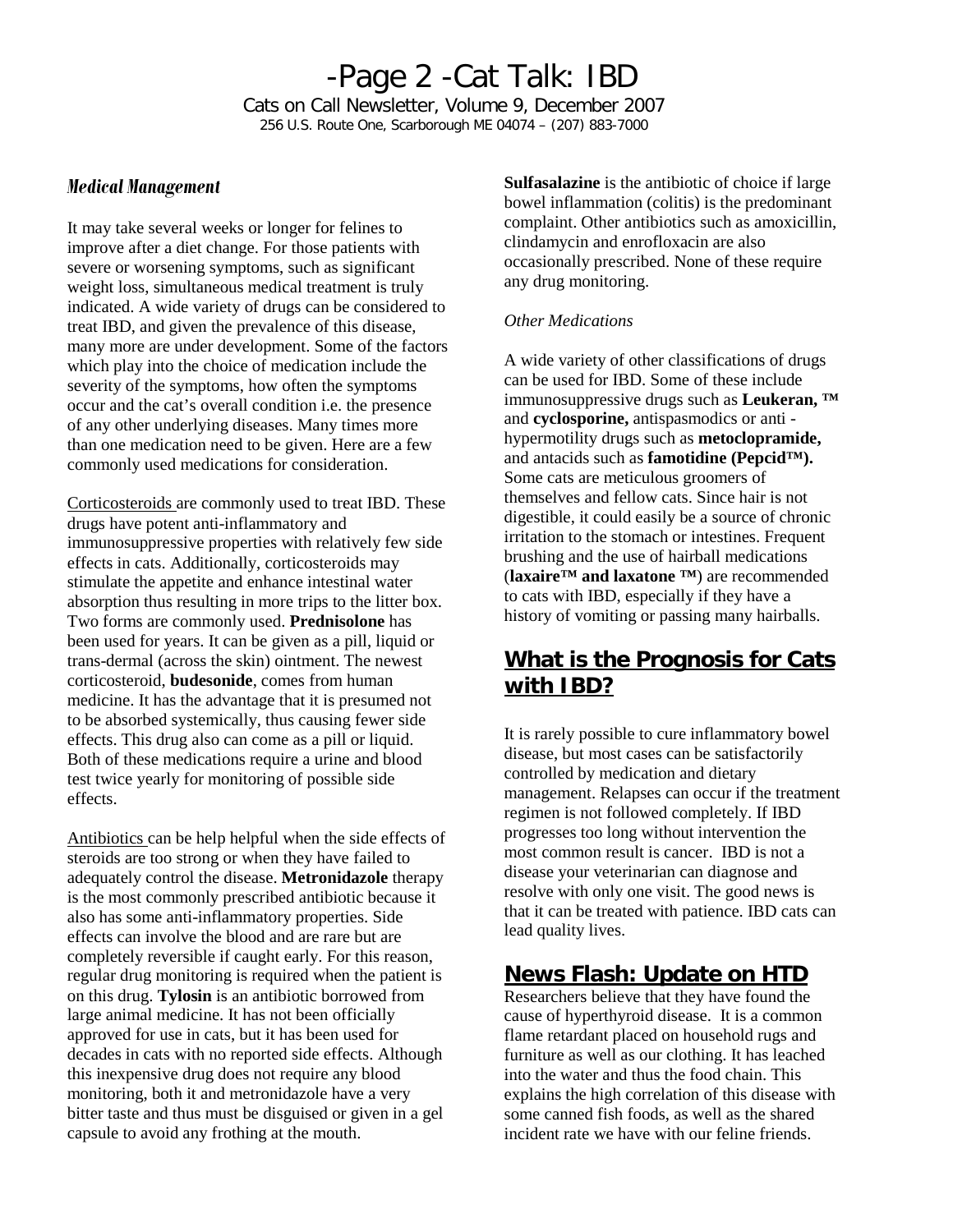# -Page 2 -Cat Talk: IBD

Cats on Call Newsletter, Volume 9, December 2007

256 U.S. Route One, Scarborough ME 04074 – (207) 883-7000

### *Medical Management*

It may take several weeks or longer for felines to improve after a diet change. For those patients with severe or worsening symptoms, such as significant weight loss, simultaneous medical treatment is truly indicated. A wide variety of drugs can be considered to treat IBD, and given the prevalence of this disease, many more are under development. Some of the factors which play into the choice of medication include the severity of the symptoms, how often the symptoms occur and the cat's overall condition i.e. the presence of any other underlying diseases. Many times more than one medication need to be given. Here are a few commonly used medications for consideration.

Corticosteroids are commonly used to treat IBD. These drugs have potent anti-inflammatory and immunosuppressive properties with relatively few side effects in cats. Additionally, corticosteroids may stimulate the appetite and enhance intestinal water absorption thus resulting in more trips to the litter box. Two forms are commonly used. **Prednisolone** has been used for years. It can be given as a pill, liquid or trans-dermal (across the skin) ointment. The newest corticosteroid, **budesonide**, comes from human medicine. It has the advantage that it is presumed not to be absorbed systemically, thus causing fewer side effects. This drug also can come as a pill or liquid. Both of these medications require a urine and blood test twice yearly for monitoring of possible side effects.

Antibiotics can be help helpful when the side effects of steroids are too strong or when they have failed to adequately control the disease. **Metronidazole** therapy is the most commonly prescribed antibiotic because it also has some anti-inflammatory properties. Side effects can involve the blood and are rare but are completely reversible if caught early. For this reason, regular drug monitoring is required when the patient is on this drug. **Tylosin** is an antibiotic borrowed from large animal medicine. It has not been officially approved for use in cats, but it has been used for decades in cats with no reported side effects. Although this inexpensive drug does not require any blood monitoring, both it and metronidazole have a very bitter taste and thus must be disguised or given in a gel capsule to avoid any frothing at the mouth.

**Sulfasalazine** is the antibiotic of choice if large bowel inflammation (colitis) is the predominant complaint. Other antibiotics such as amoxicillin, clindamycin and enrofloxacin are also occasionally prescribed. None of these require any drug monitoring.

*Other Medications*

A wide variety of other classifications of drugs can be used for IBD. Some of these include immunosuppressive drugs such as **Leukeran, ™** and **cyclosporine,** antispasmodics or anti -hypermotility drugs such as **metoclopramide,** and antacids such as **famotidine (Pepcid™).** Some cats are meticulous groomers of themselves and fellow cats. Since hair is not digestible, it could easily be a source of chronic irritation to the stomach or intestines. Frequent brushing and the use of hairball medications (**laxaire™ and laxatone ™**) are recommended to cats with IBD, especially if they have a history of vomiting or passing many hairballs.

## What is the Prognosis for Cats with IBD?

It is rarely possible to cure inflammatory bowel disease, but most cases can be satisfactorily controlled by medication and dietary management. Relapses can occur if the treatment regimen is not followed completely. If IBD progresses too long without intervention the most common result is cancer. IBD is not a disease your veterinarian can diagnose and resolve with only one visit. The good news is that it can be treated with patience. IBD cats can lead quality lives.

## News Flash: Update on HTD

Researchers believe that they have found the cause of hyperthyroid disease. It is a common flame retardant placed on household rugs and furniture as well as our clothing. It has leached into the water and thus the food chain. This explains the high correlation of this disease with some canned fish foods, as well as the shared incident rate we have with our feline friends.